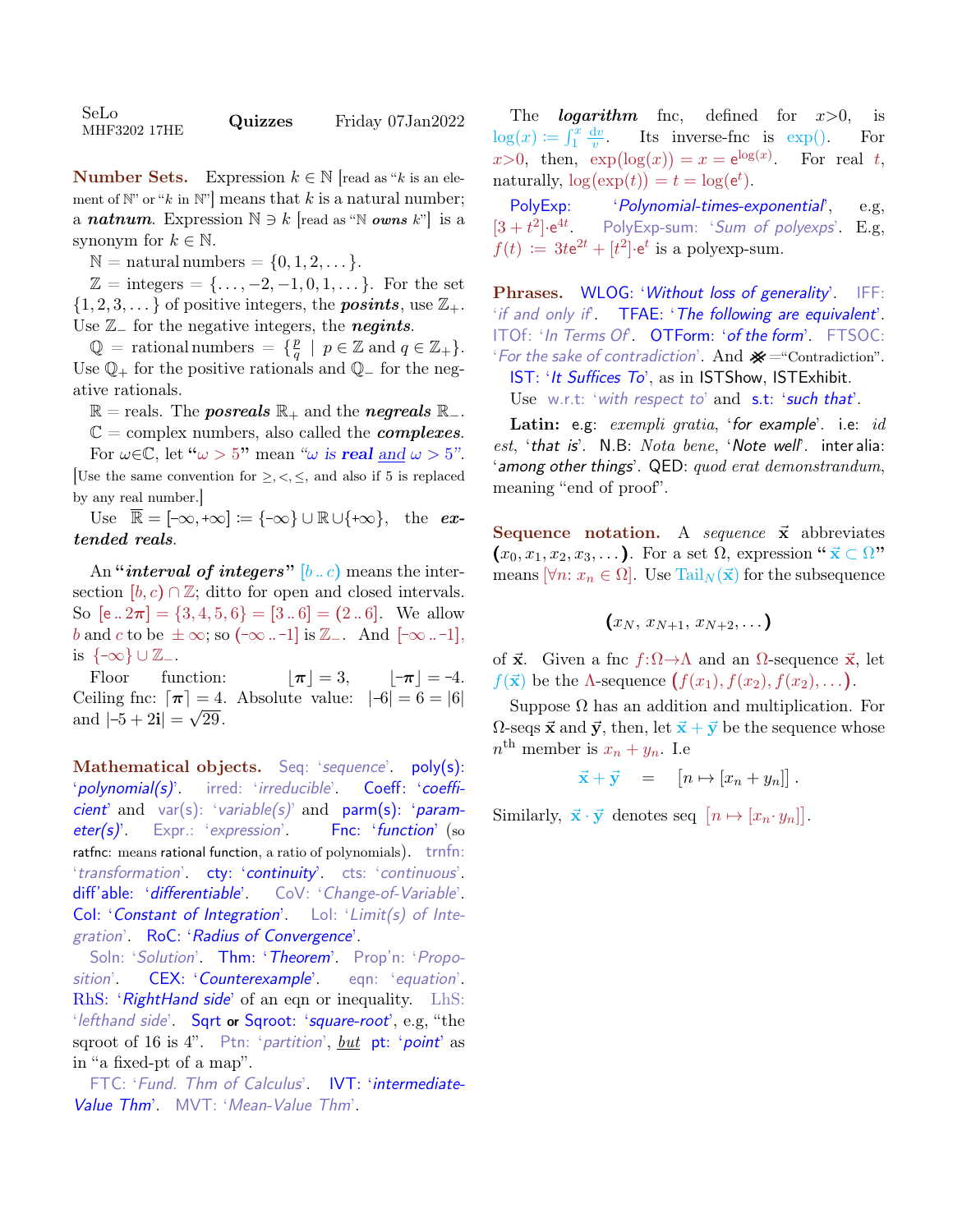SeLo MHF3202 17HE **Quizzes** Friday 07Jan2022

**Number Sets.** Expression $k \in \mathbb{N}$ [read as "$k$ is an element of $\mathbb{N}$" or "$k$ in $\mathbb{N}$"] means that $k$ is a natural number; a ***natnum***. Expression $\mathbb{N} \ni k$ [read as "$\mathbb{N}$ ***owns*** $k$"] is a synonym for $k \in \mathbb{N}$.

$\mathbb{N}$ = natural numbers = $\{0, 1, 2, \dots\}$.

$\mathbb{Z}$ = integers = $\{\dots, -2, -1, 0, 1, \dots\}$. For the set $\{1, 2, 3, \dots\}$ of positive integers, the ***posints***, use $\mathbb{Z}_+$. Use $\mathbb{Z}_-$ for the negative integers, the ***negints***.

$\mathbb{Q}$ = rational numbers = $\{\frac{p}{q} \mid p \in \mathbb{Z} \text{ and } q \in \mathbb{Z}_+\}$. Use $\mathbb{Q}_+$ for the positive rationals and $\mathbb{Q}_-$ for the negative rationals.

$\mathbb{R}$ = reals. The ***posreals*** $\mathbb{R}_+$ and the ***negreals*** $\mathbb{R}_-$.

$\mathbb{C}$ = complex numbers, also called the ***complexes***.

For $\omega \in \mathbb{C}$, let "$\omega > 5$" mean "$\omega$ *is **real*** and $\omega > 5$". [Use the same convention for $\geq, <, \leq$, and also if 5 is replaced by any real number.]

Use $\overline{\mathbb{R}} = [-\infty, +\infty] := \{-\infty\} \cup \mathbb{R} \cup \{+\infty\}$, the ***extended reals***.

An "***interval of integers***" $[b \,..\, c)$ means the intersection $[b, c) \cap \mathbb{Z}$; ditto for open and closed intervals. So $[\mathrm{e} \,..\, 2\boldsymbol{\pi}] = \{3, 4, 5, 6\} = [3 \,..\, 6] = (2 \,..\, 6]$. We allow $b$ and $c$ to be $\pm\infty$; so $(-\infty \,..\, -1]$ is $\mathbb{Z}_-$. And $[-\infty \,..\, -1]$, is $\{-\infty\} \cup \mathbb{Z}_-$.

Floor function: $\lfloor \boldsymbol{\pi} \rfloor = 3$, $\lfloor -\boldsymbol{\pi} \rfloor = -4$. Ceiling fnc: $\lceil \boldsymbol{\pi} \rceil = 4$. Absolute value: $|-6| = 6 = |6|$ and $|-5 + 2\mathbf{i}| = \sqrt{29}$.

**Mathematical objects.** Seq: '*sequence*'. poly(s): '*polynomial(s)*'. irred: '*irreducible*'. Coeff: '*coefficient*' and var(s): '*variable(s)*' and parm(s): '*parameter(s)*'. Expr.: '*expression*'. Fnc: '*function*' (so ratfnc: means rational function, a ratio of polynomials). trnfn: '*transformation*'. cty: '*continuity*'. cts: '*continuous*'. diff'able: '*differentiable*'. CoV: '*Change-of-Variable*'. CoI: '*Constant of Integration*'. LoI: '*Limit(s) of Integration*'. RoC: '*Radius of Convergence*'.

Soln: '*Solution*'. Thm: '*Theorem*'. Prop'n: '*Proposition*'. CEX: '*Counterexample*'. eqn: '*equation*'. RhS: '*RightHand side*' of an eqn or inequality. LhS: '*lefthand side*'. Sqrt or Sqroot: '*square-root*', e.g, "the sqroot of 16 is 4". Ptn: '*partition*', *but* pt: '*point*' as in "a fixed-pt of a map".

FTC: '*Fund. Thm of Calculus*'. IVT: '*intermediate-Value Thm*'. MVT: '*Mean-Value Thm*'.

The ***logarithm*** fnc, defined for $x>0$, is $\log(x) := \int_1^x \frac{\mathrm{d}v}{v}$. Its inverse-fnc is $\exp()$. For $x>0$, then, $\exp(\log(x)) = x = \mathrm{e}^{\log(x)}$. For real $t$, naturally, $\log(\exp(t)) = t = \log(\mathrm{e}^t)$.

PolyExp: '*Polynomial-times-exponential*', e.g, $[3 + t^2]\cdot\mathrm{e}^{4t}$. PolyExp-sum: '*Sum of polyexps*'. E.g, $f(t) := 3t\mathrm{e}^{2t} + [t^2]\cdot\mathrm{e}^t$ is a polyexp-sum.

**Phrases.** WLOG: '*Without loss of generality*'. IFF: '*if and only if*'. TFAE: '*The following are equivalent*'. ITOf: '*In Terms Of*'. OTForm: '*of the form*'. FTSOC: '*For the sake of contradiction*'. And ※ ="Contradiction".

IST: '*It Suffices To*', as in ISTShow, ISTExhibit.

Use w.r.t: '*with respect to*' and s.t: '*such that*'.

**Latin:** e.g: *exempli gratia*, '*for example*'. i.e: *id est*, '*that is*'. N.B: *Nota bene*, '*Note well*'. inter alia: '*among other things*'. QED: *quod erat demonstrandum*, meaning "end of proof".

**Sequence notation.** A *sequence* $\vec{\mathbf{x}}$ abbreviates $(x_0, x_1, x_2, x_3, \dots)$. For a set $\Omega$, expression "$\vec{\mathbf{x}} \subset \Omega$" means $[\forall n\colon x_n \in \Omega]$. Use $\mathrm{Tail}_N(\vec{\mathbf{x}})$ for the subsequence

$$(x_N, x_{N+1}, x_{N+2}, \dots)$$

of $\vec{\mathbf{x}}$. Given a fnc $f\colon\Omega\to\Lambda$ and an $\Omega$-sequence $\vec{\mathbf{x}}$, let $f(\vec{\mathbf{x}})$ be the $\Lambda$-sequence $(f(x_1), f(x_2), f(x_2), \dots)$.

Suppose $\Omega$ has an addition and multiplication. For $\Omega$-seqs $\vec{\mathbf{x}}$ and $\vec{\mathbf{y}}$, then, let $\vec{\mathbf{x}} + \vec{\mathbf{y}}$ be the sequence whose $n^{\text{th}}$ member is $x_n + y_n$. I.e

$$\vec{\mathbf{x}} + \vec{\mathbf{y}} \quad = \quad [n \mapsto [x_n + y_n]] \,.$$

Similarly, $\vec{\mathbf{x}} \cdot \vec{\mathbf{y}}$ denotes seq $[n \mapsto [x_n \cdot y_n]]$.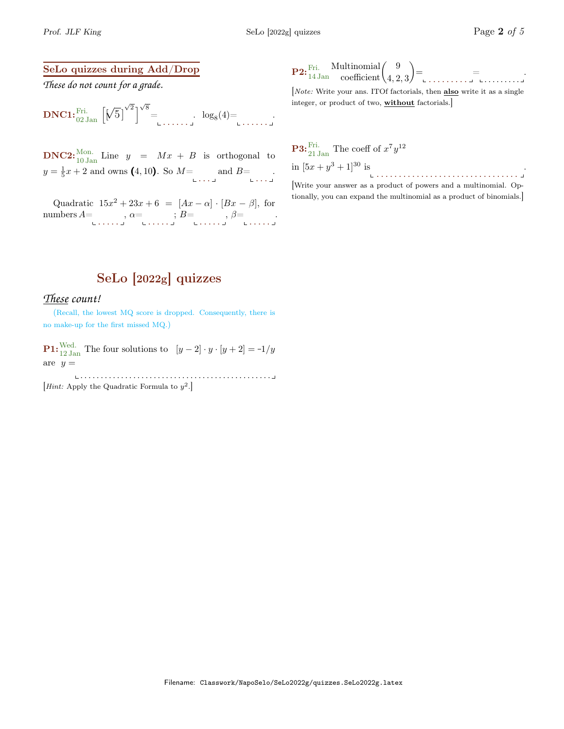## SeLo quizzes during Add/Drop

*These do not count for a grade.*

**DNC1:** Fri. 02 Jan $\left[\left[\sqrt{5}\right]^{\sqrt{2}}\right]^{\sqrt{8}}$= ...... . $\log_8(4)$= ...... .

**DNC2:** Mon. 10 Jan Line $y = Mx + B$ is orthogonal to $y = \frac{1}{5}x + 2$ and owns $(4, 10)$. So $M$= .... and $B$= .... .

Quadratic $15x^2 + 23x + 6 = [Ax - \alpha] \cdot [Bx - \beta]$, for numbers $A$= ......, $\alpha$= ......; $B$= ......, $\beta$= ...... .

# SeLo [2022g] quizzes

***These* count!**

(Recall, the lowest MQ score is dropped. Consequently, there is no make-up for the first missed MQ.)

**P1:** Wed. 12 Jan The four solutions to $[y - 2] \cdot y \cdot [y + 2] = -1/y$ are $y$ = ................................................

[*Hint:* Apply the Quadratic Formula to $y^2$.]

**P2:** Fri. 14 Jan Multinomial coefficient $\binom{9}{4, 2, 3}$= .......... = .......... .

[*Note:* Write your ans. ITOf factorials, then **also** write it as a single integer, or product of two, **without** factorials.]

**P3:** Fri. 21 Jan The coeff of $x^7 y^{12}$ in $[5x + y^3 + 1]^{30}$ is .................................. .

[Write your answer as a product of powers and a multinomial. Optionally, you can expand the multinomial as a product of binomials.]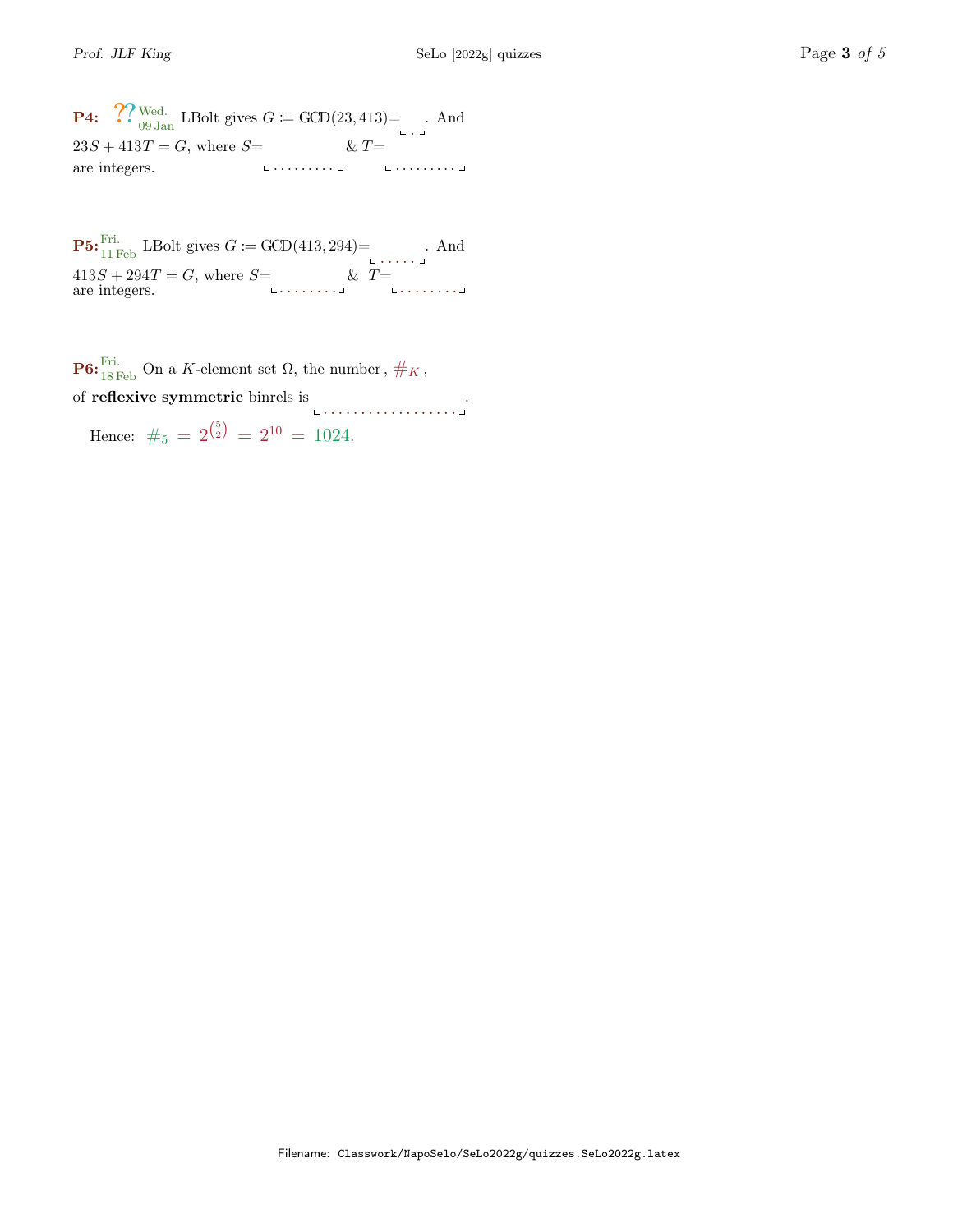**P4:** ?? Wed. 09 Jan LBolt gives $G := \text{GCD}(23, 413) =$ ______. And $23S + 413T = G$, where $S =$ ______ & $T =$ ______ are integers.

**P5:** Fri. 11 Feb LBolt gives $G := \text{GCD}(413, 294) =$ ______. And $413S + 294T = G$, where $S =$ ______ & $T =$ ______ are integers.

**P6:** Fri. 18 Feb On a $K$-element set $\Omega$, the number, $\#_K$, of **reflexive symmetric** binrels is ______.

Hence: $\#_5 = 2^{\binom{5}{2}} = 2^{10} = 1024$.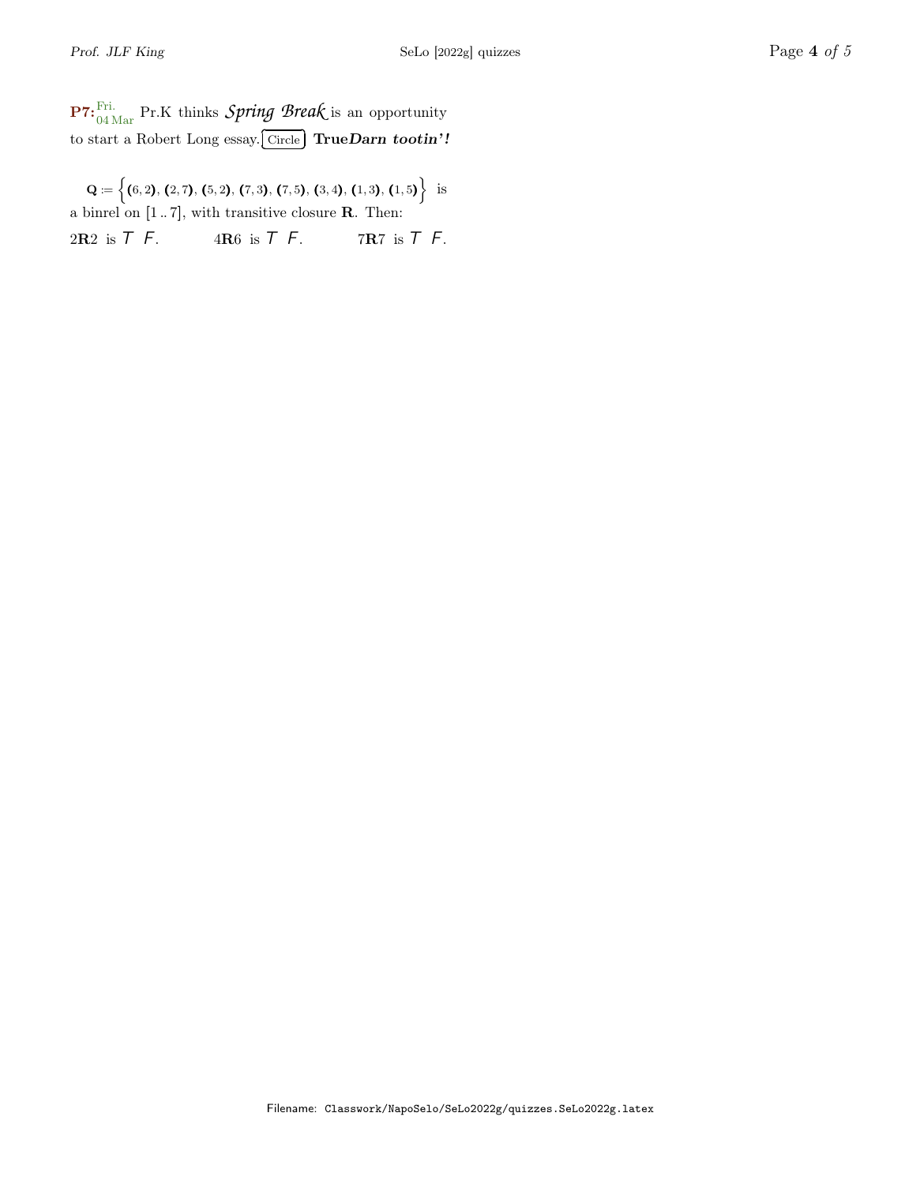**P7:** Fri. 04 Mar Pr.K thinks *Spring Break* is an opportunity to start a Robert Long essay. Circle **True** ***Darn tootin'!***

$\mathbf{Q} := \Big\{(6,2),\ (2,7),\ (5,2),\ (7,3),\ (7,5),\ (3,4),\ (1,3),\ (1,5)\Big\}$ is a binrel on $[1\,..\,7]$, with transitive closure $\mathbf{R}$. Then:

$2\mathbf{R}2$ is $T$ $F$. $4\mathbf{R}6$ is $T$ $F$. $7\mathbf{R}7$ is $T$ $F$.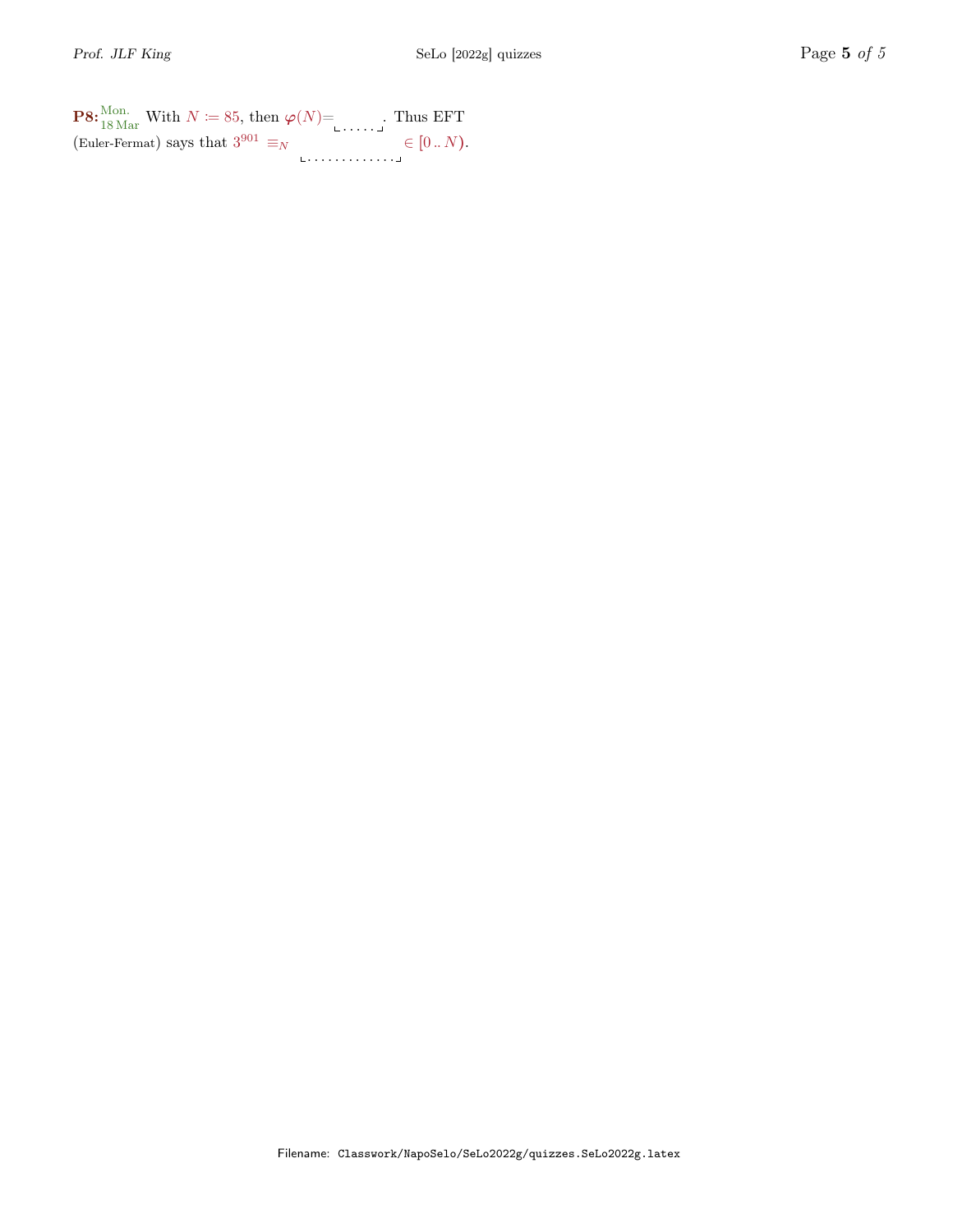**P8:** Mon. 18 Mar With $N := 85$, then $\varphi(N) =$ ⌞. . . . .⌟. Thus EFT (Euler-Fermat) says that $3^{901} \equiv_N$ ⌞. . . . . . . . . . . . .⌟ $\in [0 .. N)$.

Filename: `Classwork/NapoSelo/SeLo2022g/quizzes.SeLo2022g.latex`